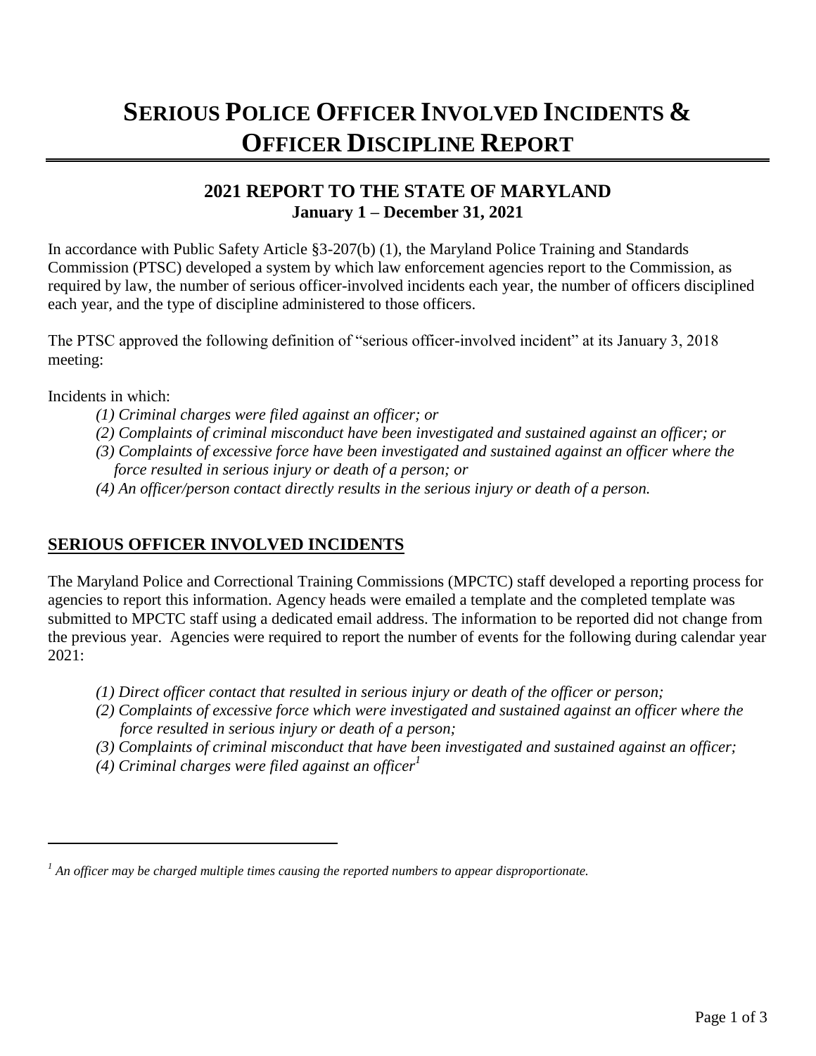# SERIOUS POLICE OFFICER INVOLVED INCIDENTS & OFFICER DISCIPLINE REPORT

## 2021 REPORT TO THE STATE OF MARYLAND
### January 1 – December 31, 2021

In accordance with Public Safety Article §3-207(b) (1), the Maryland Police Training and Standards Commission (PTSC) developed a system by which law enforcement agencies report to the Commission, as required by law, the number of serious officer-involved incidents each year, the number of officers disciplined each year, and the type of discipline administered to those officers.

The PTSC approved the following definition of "serious officer-involved incident" at its January 3, 2018 meeting:

Incidents in which:

*(1) Criminal charges were filed against an officer; or*

*(2) Complaints of criminal misconduct have been investigated and sustained against an officer; or*

*(3) Complaints of excessive force have been investigated and sustained against an officer where the force resulted in serious injury or death of a person; or*

*(4) An officer/person contact directly results in the serious injury or death of a person.*

## SERIOUS OFFICER INVOLVED INCIDENTS

The Maryland Police and Correctional Training Commissions (MPCTC) staff developed a reporting process for agencies to report this information. Agency heads were emailed a template and the completed template was submitted to MPCTC staff using a dedicated email address. The information to be reported did not change from the previous year. Agencies were required to report the number of events for the following during calendar year 2021:

*(1) Direct officer contact that resulted in serious injury or death of the officer or person;*

*(2) Complaints of excessive force which were investigated and sustained against an officer where the force resulted in serious injury or death of a person;*

*(3) Complaints of criminal misconduct that have been investigated and sustained against an officer;*

*(4) Criminal charges were filed against an officer[1]*

---

*[1] An officer may be charged multiple times causing the reported numbers to appear disproportionate.*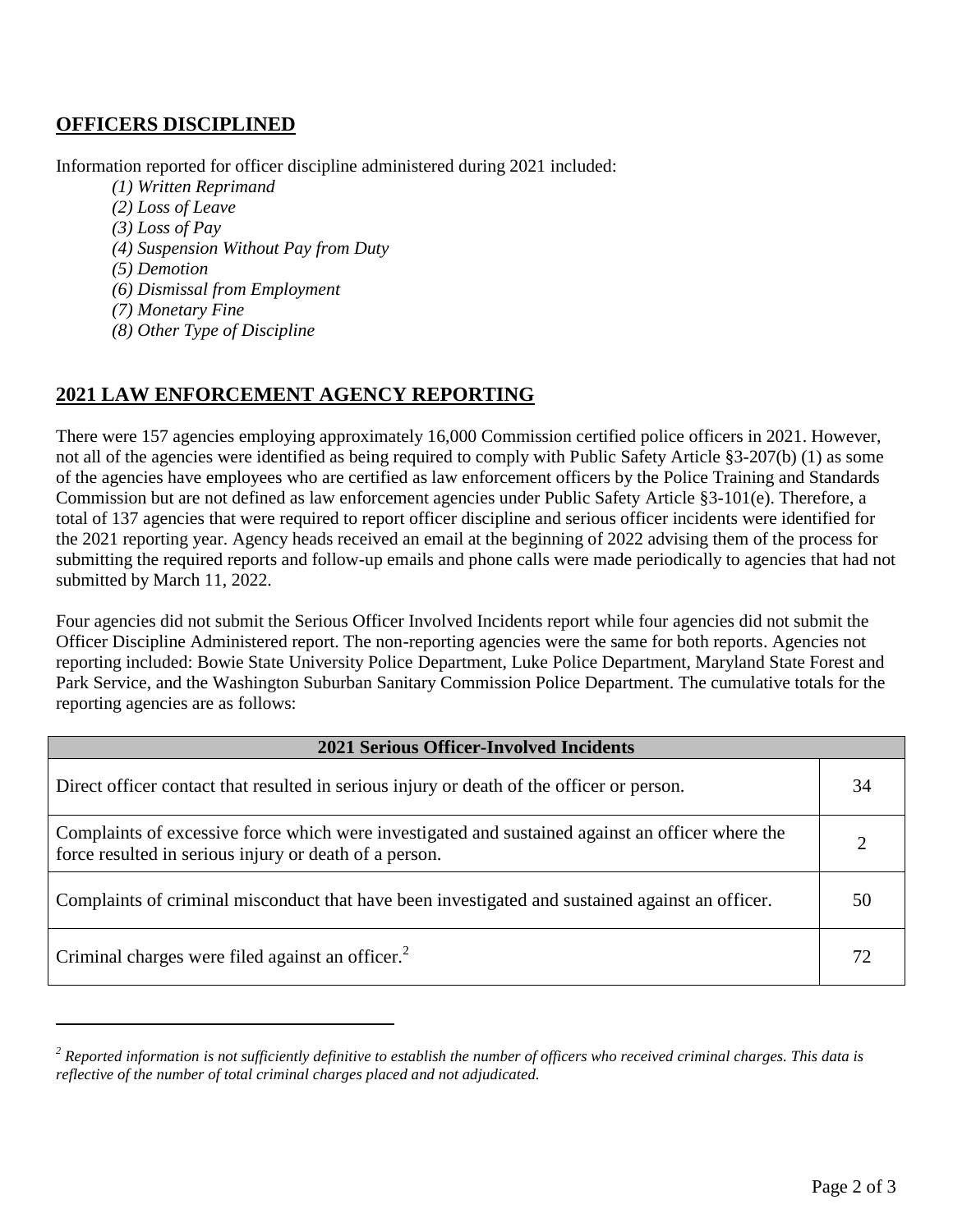## OFFICERS DISCIPLINED

Information reported for officer discipline administered during 2021 included:

*(1) Written Reprimand*
*(2) Loss of Leave*
*(3) Loss of Pay*
*(4) Suspension Without Pay from Duty*
*(5) Demotion*
*(6) Dismissal from Employment*
*(7) Monetary Fine*
*(8) Other Type of Discipline*

## 2021 LAW ENFORCEMENT AGENCY REPORTING

There were 157 agencies employing approximately 16,000 Commission certified police officers in 2021. However, not all of the agencies were identified as being required to comply with Public Safety Article §3-207(b) (1) as some of the agencies have employees who are certified as law enforcement officers by the Police Training and Standards Commission but are not defined as law enforcement agencies under Public Safety Article §3-101(e). Therefore, a total of 137 agencies that were required to report officer discipline and serious officer incidents were identified for the 2021 reporting year. Agency heads received an email at the beginning of 2022 advising them of the process for submitting the required reports and follow-up emails and phone calls were made periodically to agencies that had not submitted by March 11, 2022.

Four agencies did not submit the Serious Officer Involved Incidents report while four agencies did not submit the Officer Discipline Administered report. The non-reporting agencies were the same for both reports. Agencies not reporting included: Bowie State University Police Department, Luke Police Department, Maryland State Forest and Park Service, and the Washington Suburban Sanitary Commission Police Department. The cumulative totals for the reporting agencies are as follows:

| 2021 Serious Officer-Involved Incidents | |
|---|---|
| Direct officer contact that resulted in serious injury or death of the officer or person. | 34 |
| Complaints of excessive force which were investigated and sustained against an officer where the force resulted in serious injury or death of a person. | 2 |
| Complaints of criminal misconduct that have been investigated and sustained against an officer. | 50 |
| Criminal charges were filed against an officer.[2] | 72 |

*[2] Reported information is not sufficiently definitive to establish the number of officers who received criminal charges. This data is reflective of the number of total criminal charges placed and not adjudicated.*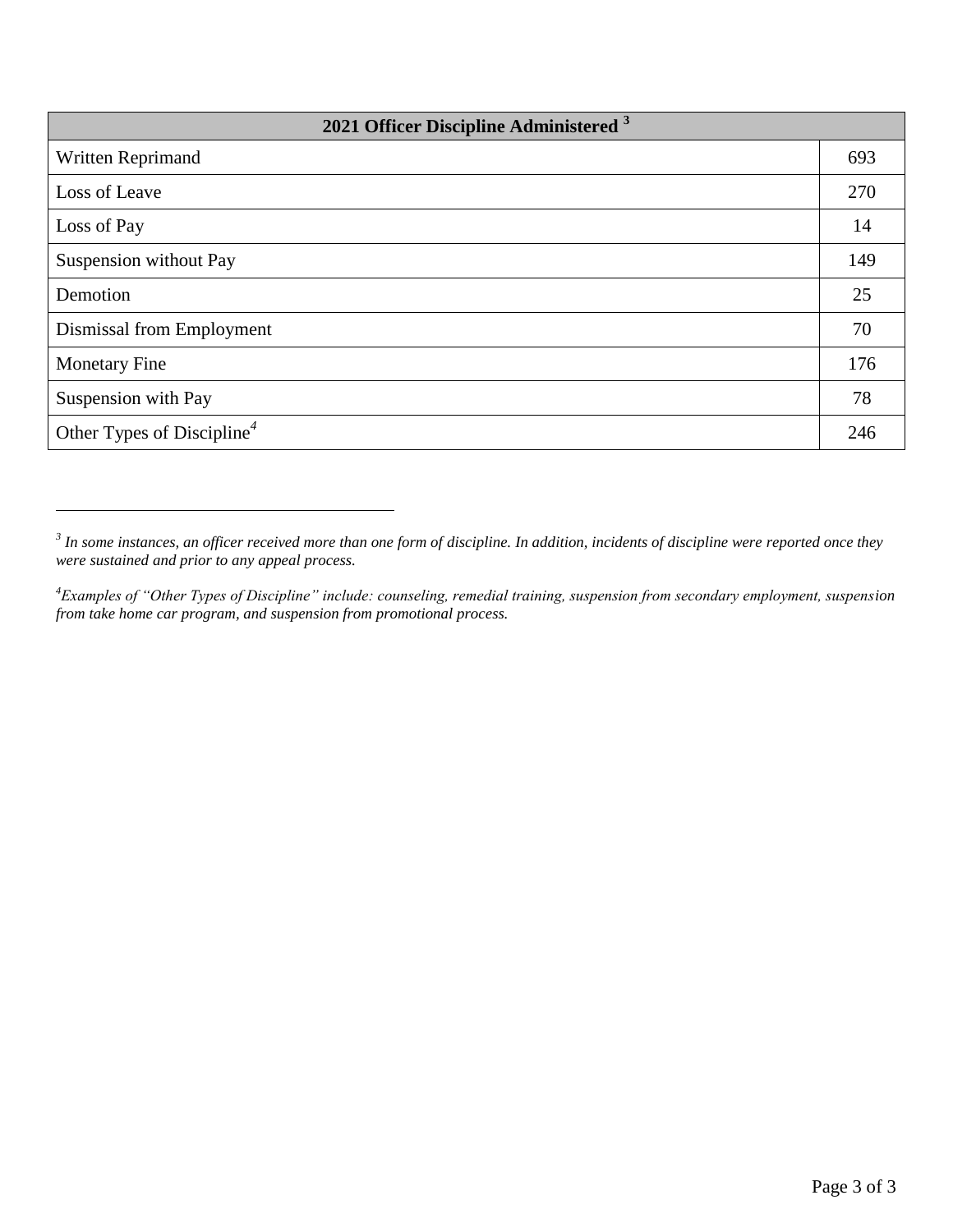| 2021 Officer Discipline Administered [3] | |
|---|---|
| Written Reprimand | 693 |
| Loss of Leave | 270 |
| Loss of Pay | 14 |
| Suspension without Pay | 149 |
| Demotion | 25 |
| Dismissal from Employment | 70 |
| Monetary Fine | 176 |
| Suspension with Pay | 78 |
| Other Types of Discipline[4] | 246 |

[3] *In some instances, an officer received more than one form of discipline. In addition, incidents of discipline were reported once they were sustained and prior to any appeal process.*

[4] *Examples of "Other Types of Discipline" include: counseling, remedial training, suspension from secondary employment, suspension from take home car program, and suspension from promotional process.*